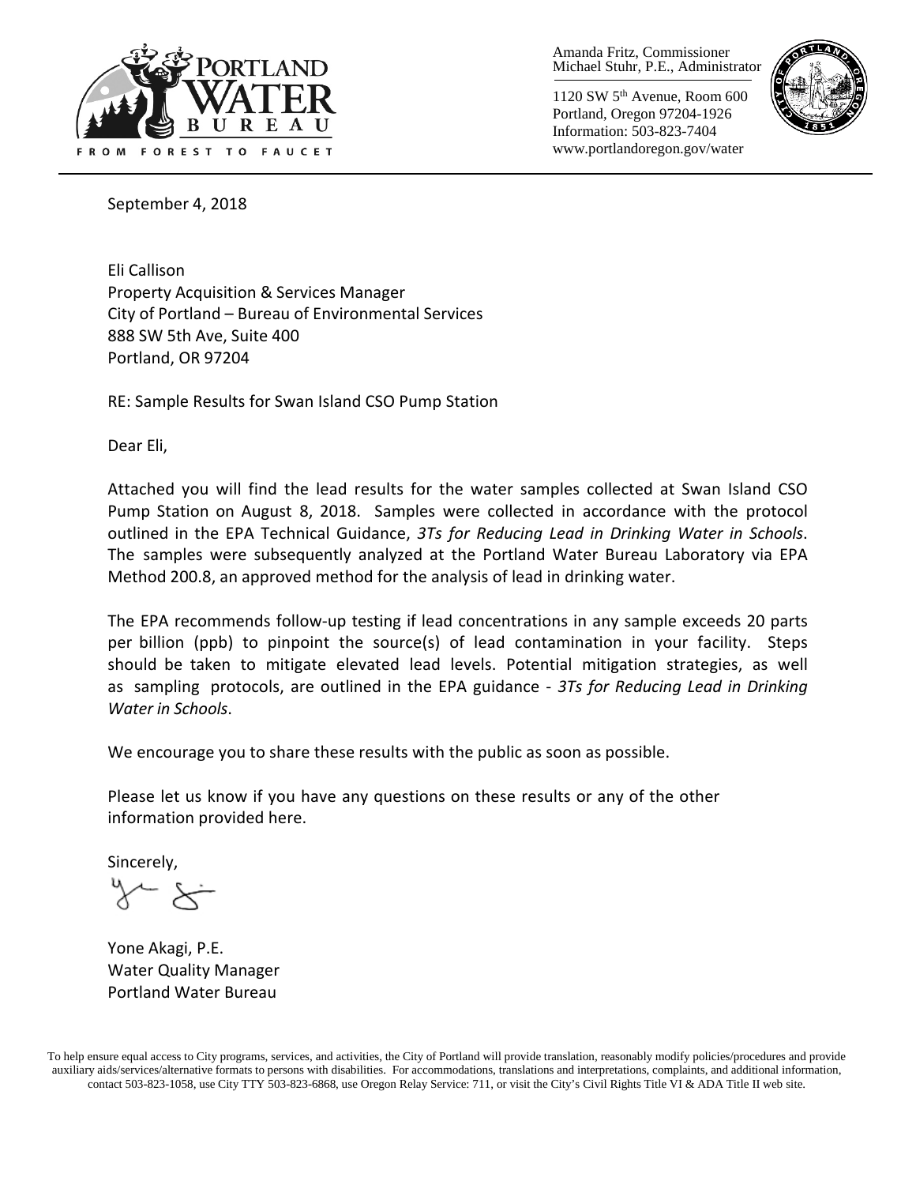Amanda Fritz, Commissioner
Michael Stuhr, P.E., Administrator

1120 SW 5th Avenue, Room 600
Portland, Oregon 97204-1926
Information: 503-823-7404
www.portlandoregon.gov/water

September 4, 2018

Eli Callison
Property Acquisition & Services Manager
City of Portland – Bureau of Environmental Services
888 SW 5th Ave, Suite 400
Portland, OR 97204

RE: Sample Results for Swan Island CSO Pump Station

Dear Eli,

Attached you will find the lead results for the water samples collected at Swan Island CSO Pump Station on August 8, 2018. Samples were collected in accordance with the protocol outlined in the EPA Technical Guidance, *3Ts for Reducing Lead in Drinking Water in Schools*. The samples were subsequently analyzed at the Portland Water Bureau Laboratory via EPA Method 200.8, an approved method for the analysis of lead in drinking water.

The EPA recommends follow-up testing if lead concentrations in any sample exceeds 20 parts per billion (ppb) to pinpoint the source(s) of lead contamination in your facility. Steps should be taken to mitigate elevated lead levels. Potential mitigation strategies, as well as sampling protocols, are outlined in the EPA guidance - *3Ts for Reducing Lead in Drinking Water in Schools*.

We encourage you to share these results with the public as soon as possible.

Please let us know if you have any questions on these results or any of the other information provided here.

Sincerely,

Yone Akagi, P.E.
Water Quality Manager
Portland Water Bureau

To help ensure equal access to City programs, services, and activities, the City of Portland will provide translation, reasonably modify policies/procedures and provide auxiliary aids/services/alternative formats to persons with disabilities. For accommodations, translations and interpretations, complaints, and additional information, contact 503-823-1058, use City TTY 503-823-6868, use Oregon Relay Service: 711, or visit the City's Civil Rights Title VI & ADA Title II web site.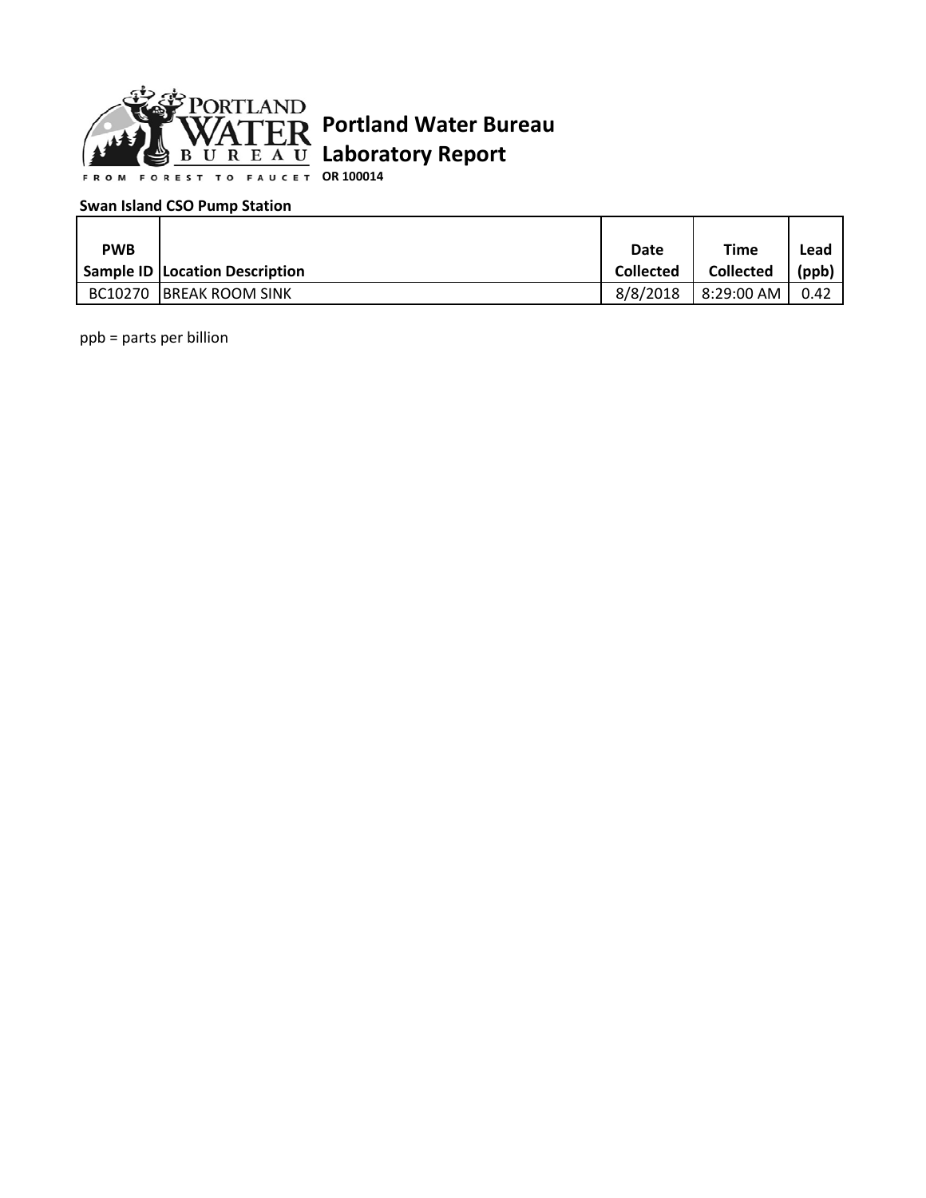# Portland Water Bureau
## Laboratory Report

**OR 100014**

**Swan Island CSO Pump Station**

| PWB Sample ID | Location Description | Date Collected | Time Collected | Lead (ppb) |
|---|---|---|---|---|
| BC10270 | BREAK ROOM SINK | 8/8/2018 | 8:29:00 AM | 0.42 |

ppb = parts per billion